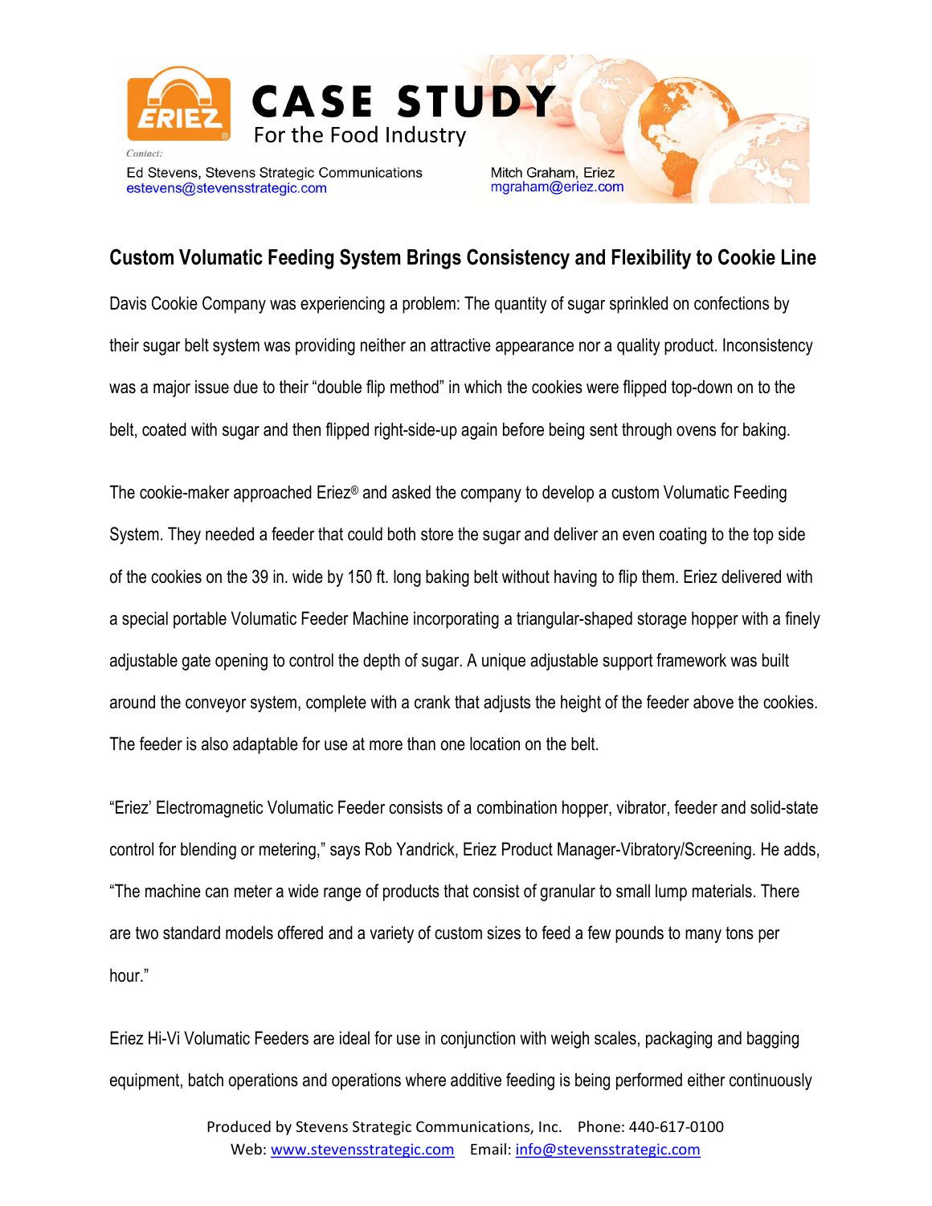# CASE STUDY
For the Food Industry

*Contact:*

Ed Stevens, Stevens Strategic Communications
estevens@stevensstrategic.com

Mitch Graham, Eriez
mgraham@eriez.com

## Custom Volumatic Feeding System Brings Consistency and Flexibility to Cookie Line

Davis Cookie Company was experiencing a problem: The quantity of sugar sprinkled on confections by their sugar belt system was providing neither an attractive appearance nor a quality product. Inconsistency was a major issue due to their "double flip method" in which the cookies were flipped top-down on to the belt, coated with sugar and then flipped right-side-up again before being sent through ovens for baking.

The cookie-maker approached Eriez® and asked the company to develop a custom Volumatic Feeding System. They needed a feeder that could both store the sugar and deliver an even coating to the top side of the cookies on the 39 in. wide by 150 ft. long baking belt without having to flip them. Eriez delivered with a special portable Volumatic Feeder Machine incorporating a triangular-shaped storage hopper with a finely adjustable gate opening to control the depth of sugar. A unique adjustable support framework was built around the conveyor system, complete with a crank that adjusts the height of the feeder above the cookies. The feeder is also adaptable for use at more than one location on the belt.

"Eriez' Electromagnetic Volumatic Feeder consists of a combination hopper, vibrator, feeder and solid-state control for blending or metering," says Rob Yandrick, Eriez Product Manager-Vibratory/Screening. He adds, "The machine can meter a wide range of products that consist of granular to small lump materials. There are two standard models offered and a variety of custom sizes to feed a few pounds to many tons per hour."

Eriez Hi-Vi Volumatic Feeders are ideal for use in conjunction with weigh scales, packaging and bagging equipment, batch operations and operations where additive feeding is being performed either continuously

Produced by Stevens Strategic Communications, Inc. Phone: 440-617-0100
Web: www.stevensstrategic.com Email: info@stevensstrategic.com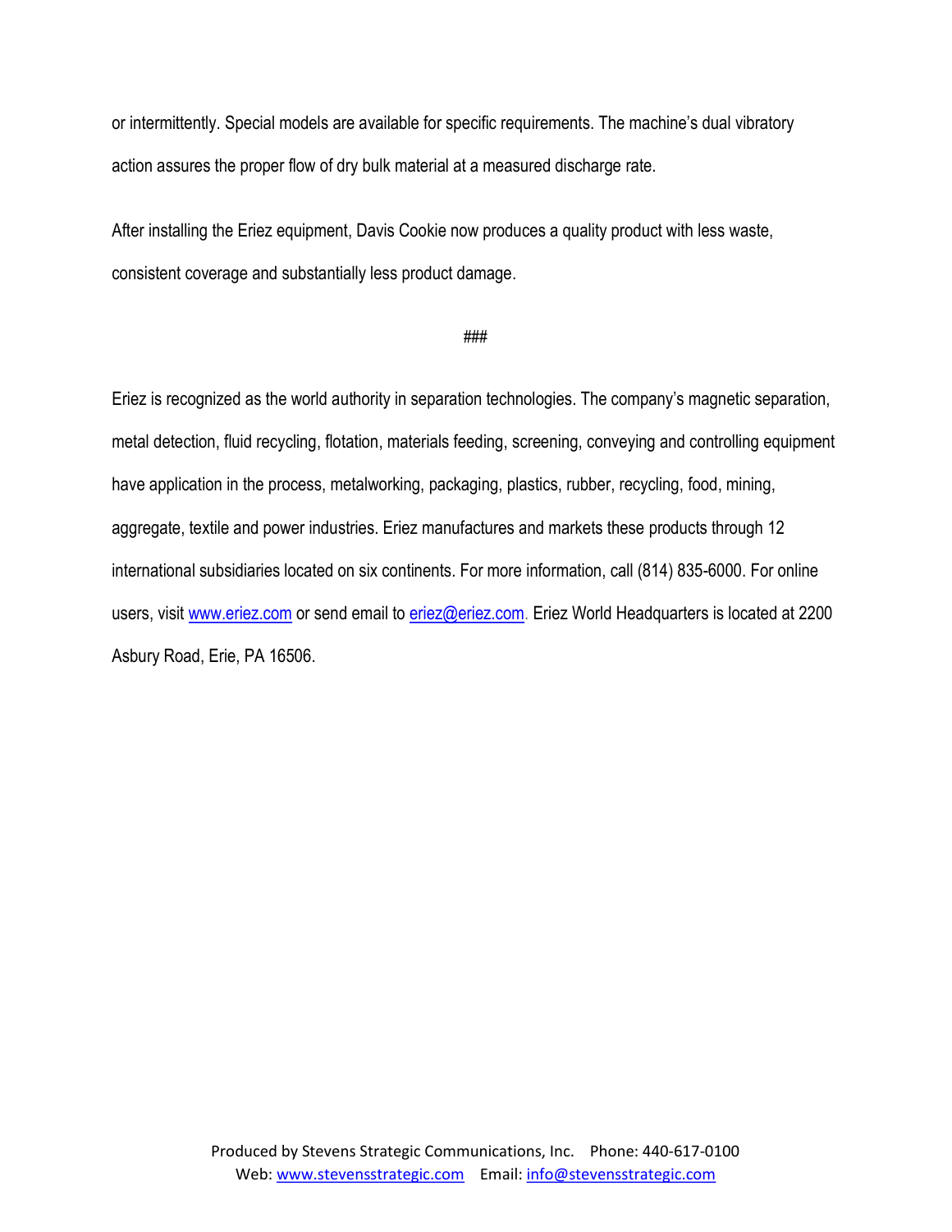or intermittently. Special models are available for specific requirements. The machine's dual vibratory action assures the proper flow of dry bulk material at a measured discharge rate.

After installing the Eriez equipment, Davis Cookie now produces a quality product with less waste, consistent coverage and substantially less product damage.

###

Eriez is recognized as the world authority in separation technologies. The company's magnetic separation, metal detection, fluid recycling, flotation, materials feeding, screening, conveying and controlling equipment have application in the process, metalworking, packaging, plastics, rubber, recycling, food, mining, aggregate, textile and power industries. Eriez manufactures and markets these products through 12 international subsidiaries located on six continents. For more information, call (814) 835-6000. For online users, visit www.eriez.com or send email to eriez@eriez.com. Eriez World Headquarters is located at 2200 Asbury Road, Erie, PA 16506.

Produced by Stevens Strategic Communications, Inc. Phone: 440-617-0100
Web: www.stevensstrategic.com Email: info@stevensstrategic.com